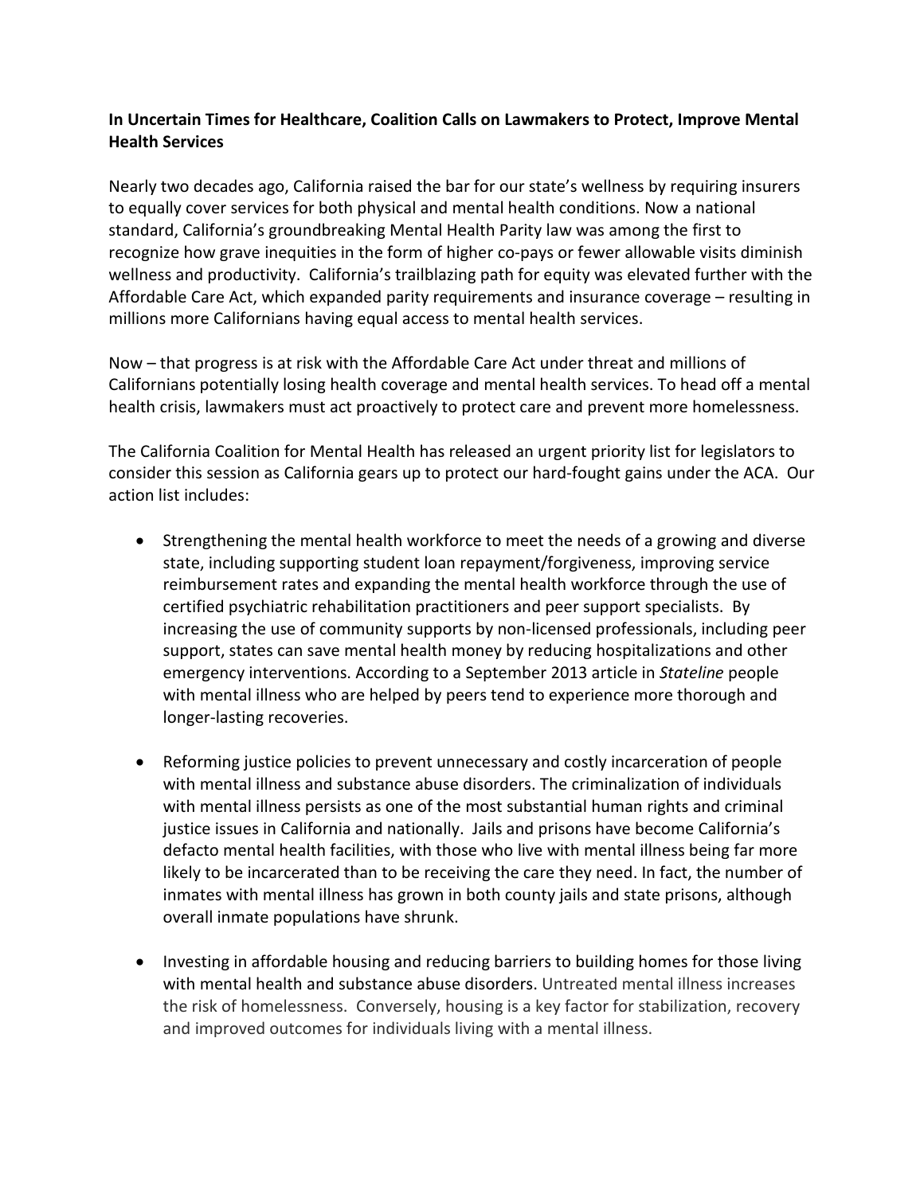**In Uncertain Times for Healthcare, Coalition Calls on Lawmakers to Protect, Improve Mental Health Services**

Nearly two decades ago, California raised the bar for our state's wellness by requiring insurers to equally cover services for both physical and mental health conditions. Now a national standard, California's groundbreaking Mental Health Parity law was among the first to recognize how grave inequities in the form of higher co-pays or fewer allowable visits diminish wellness and productivity. California's trailblazing path for equity was elevated further with the Affordable Care Act, which expanded parity requirements and insurance coverage – resulting in millions more Californians having equal access to mental health services.

Now – that progress is at risk with the Affordable Care Act under threat and millions of Californians potentially losing health coverage and mental health services. To head off a mental health crisis, lawmakers must act proactively to protect care and prevent more homelessness.

The California Coalition for Mental Health has released an urgent priority list for legislators to consider this session as California gears up to protect our hard-fought gains under the ACA. Our action list includes:

- Strengthening the mental health workforce to meet the needs of a growing and diverse state, including supporting student loan repayment/forgiveness, improving service reimbursement rates and expanding the mental health workforce through the use of certified psychiatric rehabilitation practitioners and peer support specialists. By increasing the use of community supports by non-licensed professionals, including peer support, states can save mental health money by reducing hospitalizations and other emergency interventions. According to a September 2013 article in *Stateline* people with mental illness who are helped by peers tend to experience more thorough and longer-lasting recoveries.

- Reforming justice policies to prevent unnecessary and costly incarceration of people with mental illness and substance abuse disorders. The criminalization of individuals with mental illness persists as one of the most substantial human rights and criminal justice issues in California and nationally. Jails and prisons have become California's defacto mental health facilities, with those who live with mental illness being far more likely to be incarcerated than to be receiving the care they need. In fact, the number of inmates with mental illness has grown in both county jails and state prisons, although overall inmate populations have shrunk.

- Investing in affordable housing and reducing barriers to building homes for those living with mental health and substance abuse disorders. Untreated mental illness increases the risk of homelessness. Conversely, housing is a key factor for stabilization, recovery and improved outcomes for individuals living with a mental illness.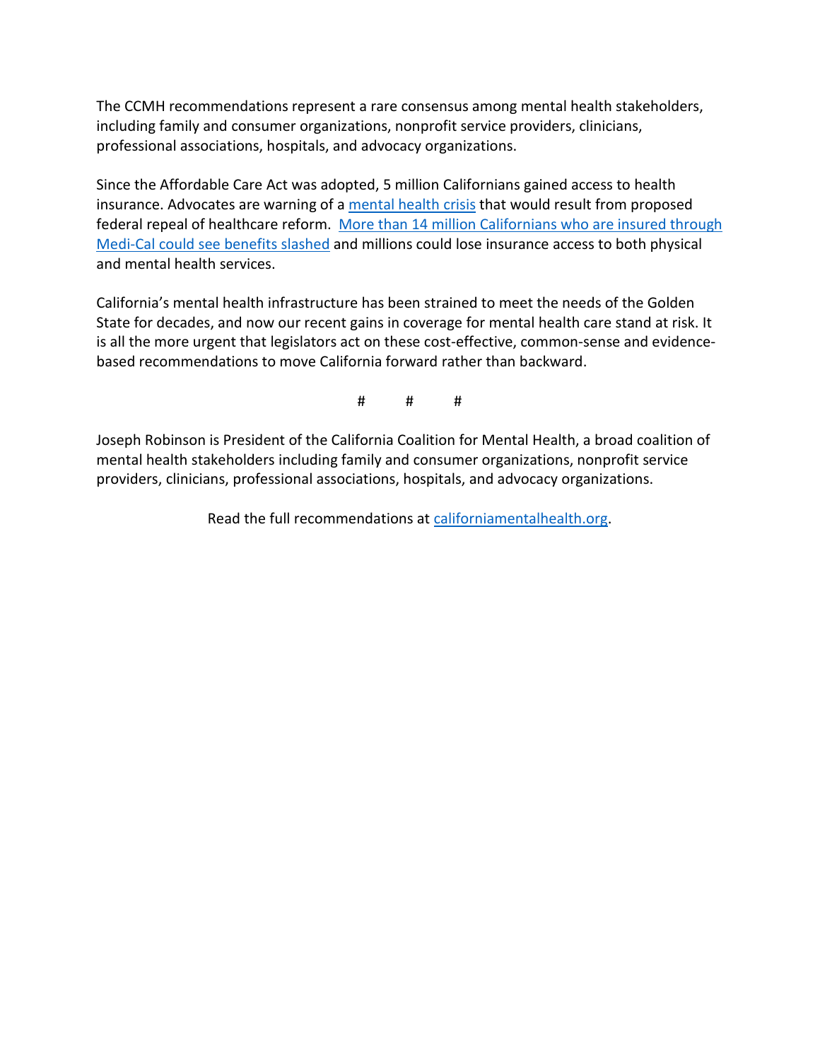The CCMH recommendations represent a rare consensus among mental health stakeholders, including family and consumer organizations, nonprofit service providers, clinicians, professional associations, hospitals, and advocacy organizations.

Since the Affordable Care Act was adopted, 5 million Californians gained access to health insurance. Advocates are warning of a mental health crisis that would result from proposed federal repeal of healthcare reform. More than 14 million Californians who are insured through Medi-Cal could see benefits slashed and millions could lose insurance access to both physical and mental health services.

California's mental health infrastructure has been strained to meet the needs of the Golden State for decades, and now our recent gains in coverage for mental health care stand at risk. It is all the more urgent that legislators act on these cost-effective, common-sense and evidence-based recommendations to move California forward rather than backward.

# # #

Joseph Robinson is President of the California Coalition for Mental Health, a broad coalition of mental health stakeholders including family and consumer organizations, nonprofit service providers, clinicians, professional associations, hospitals, and advocacy organizations.

Read the full recommendations at californiamentalhealth.org.